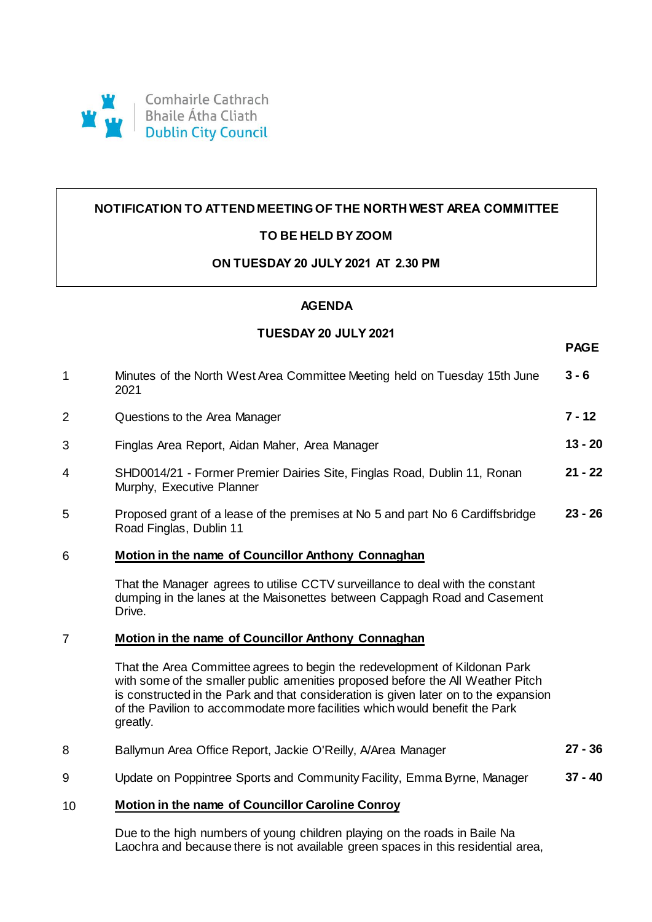Comhairle Cathrach
Bhaile Átha Cliath
Dublin City Council

**NOTIFICATION TO ATTEND MEETING OF THE NORTH WEST AREA COMMITTEE**

**TO BE HELD BY ZOOM**

**ON TUESDAY 20 JULY 2021 AT 2.30 PM**

## AGENDA

**TUESDAY 20 JULY 2021**

| | | **PAGE** |
|---|---|---|
| 1 | Minutes of the North West Area Committee Meeting held on Tuesday 15th June 2021 | **3 - 6** |
| 2 | Questions to the Area Manager | **7 - 12** |
| 3 | Finglas Area Report, Aidan Maher, Area Manager | **13 - 20** |
| 4 | SHD0014/21 - Former Premier Dairies Site, Finglas Road, Dublin 11, Ronan Murphy, Executive Planner | **21 - 22** |
| 5 | Proposed grant of a lease of the premises at No 5 and part No 6 Cardiffsbridge Road Finglas, Dublin 11 | **23 - 26** |

6 **Motion in the name of Councillor Anthony Connaghan**

That the Manager agrees to utilise CCTV surveillance to deal with the constant dumping in the lanes at the Maisonettes between Cappagh Road and Casement Drive.

7 **Motion in the name of Councillor Anthony Connaghan**

That the Area Committee agrees to begin the redevelopment of Kildonan Park with some of the smaller public amenities proposed before the All Weather Pitch is constructed in the Park and that consideration is given later on to the expansion of the Pavilion to accommodate more facilities which would benefit the Park greatly.

| | | |
|---|---|---|
| 8 | Ballymun Area Office Report, Jackie O'Reilly, A/Area Manager | **27 - 36** |
| 9 | Update on Poppintree Sports and Community Facility, Emma Byrne, Manager | **37 - 40** |

10 **Motion in the name of Councillor Caroline Conroy**

Due to the high numbers of young children playing on the roads in Baile Na Laochra and because there is not available green spaces in this residential area,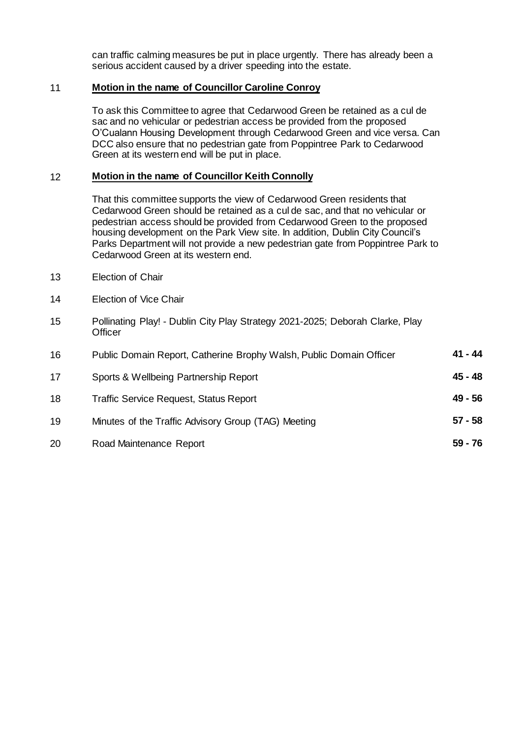can traffic calming measures be put in place urgently. There has already been a serious accident caused by a driver speeding into the estate.

11 **Motion in the name of Councillor Caroline Conroy**

To ask this Committee to agree that Cedarwood Green be retained as a cul de sac and no vehicular or pedestrian access be provided from the proposed O'Cualann Housing Development through Cedarwood Green and vice versa. Can DCC also ensure that no pedestrian gate from Poppintree Park to Cedarwood Green at its western end will be put in place.

12 **Motion in the name of Councillor Keith Connolly**

That this committee supports the view of Cedarwood Green residents that Cedarwood Green should be retained as a cul de sac, and that no vehicular or pedestrian access should be provided from Cedarwood Green to the proposed housing development on the Park View site. In addition, Dublin City Council's Parks Department will not provide a new pedestrian gate from Poppintree Park to Cedarwood Green at its western end.

| | | |
|---|---|---|
| 13 | Election of Chair | |
| 14 | Election of Vice Chair | |
| 15 | Pollinating Play! - Dublin City Play Strategy 2021-2025; Deborah Clarke, Play Officer | |
| 16 | Public Domain Report, Catherine Brophy Walsh, Public Domain Officer | **41 - 44** |
| 17 | Sports & Wellbeing Partnership Report | **45 - 48** |
| 18 | Traffic Service Request, Status Report | **49 - 56** |
| 19 | Minutes of the Traffic Advisory Group (TAG) Meeting | **57 - 58** |
| 20 | Road Maintenance Report | **59 - 76** |